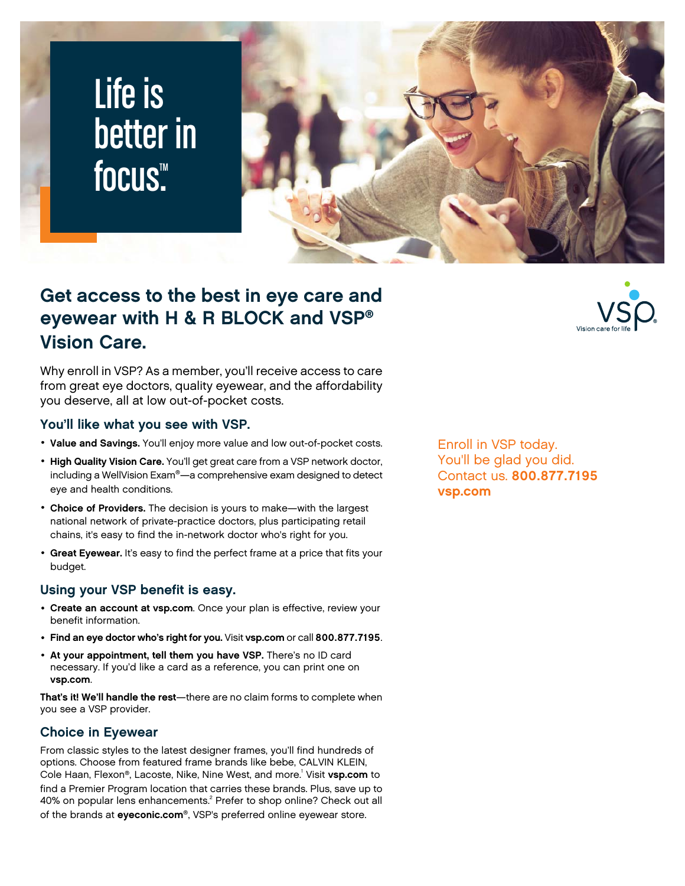# Life is better in focus.™

## Get access to the best in eye care and eyewear with H & R BLOCK and VSP® Vision Care.

Why enroll in VSP? As a member, you'll receive access to care from great eye doctors, quality eyewear, and the affordability you deserve, all at low out-of-pocket costs.

### You'll like what you see with VSP.

- **Value and Savings.** You'll enjoy more value and low out-of-pocket costs.
- **High Quality Vision Care.** You'll get great care from a VSP network doctor, including a WellVision Exam®—a comprehensive exam designed to detect eye and health conditions.
- **Choice of Providers.** The decision is yours to make—with the largest national network of private-practice doctors, plus participating retail chains, it's easy to find the in-network doctor who's right for you.
- **Great Eyewear.** It's easy to find the perfect frame at a price that fits your budget.

### Using your VSP benefit is easy.

- **Create an account at vsp.com**. Once your plan is effective, review your benefit information.
- **Find an eye doctor who's right for you.** Visit **vsp.com** or call **800.877.7195**.
- **At your appointment, tell them you have VSP.** There's no ID card necessary. If you'd like a card as a reference, you can print one on **vsp.com**.

**That's it! We'll handle the rest**—there are no claim forms to complete when you see a VSP provider.

### Choice in Eyewear

From classic styles to the latest designer frames, you'll find hundreds of options. Choose from featured frame brands like bebe, CALVIN KLEIN, Cole Haan, Flexon®, Lacoste, Nike, Nine West, and more.[1] Visit **vsp.com** to find a Premier Program location that carries these brands. Plus, save up to 40% on popular lens enhancements.[2] Prefer to shop online? Check out all of the brands at **eyeconic.com**®, VSP's preferred online eyewear store.

VSP Vision care for life

Enroll in VSP today.
You'll be glad you did.
Contact us. **800.877.7195**
**vsp.com**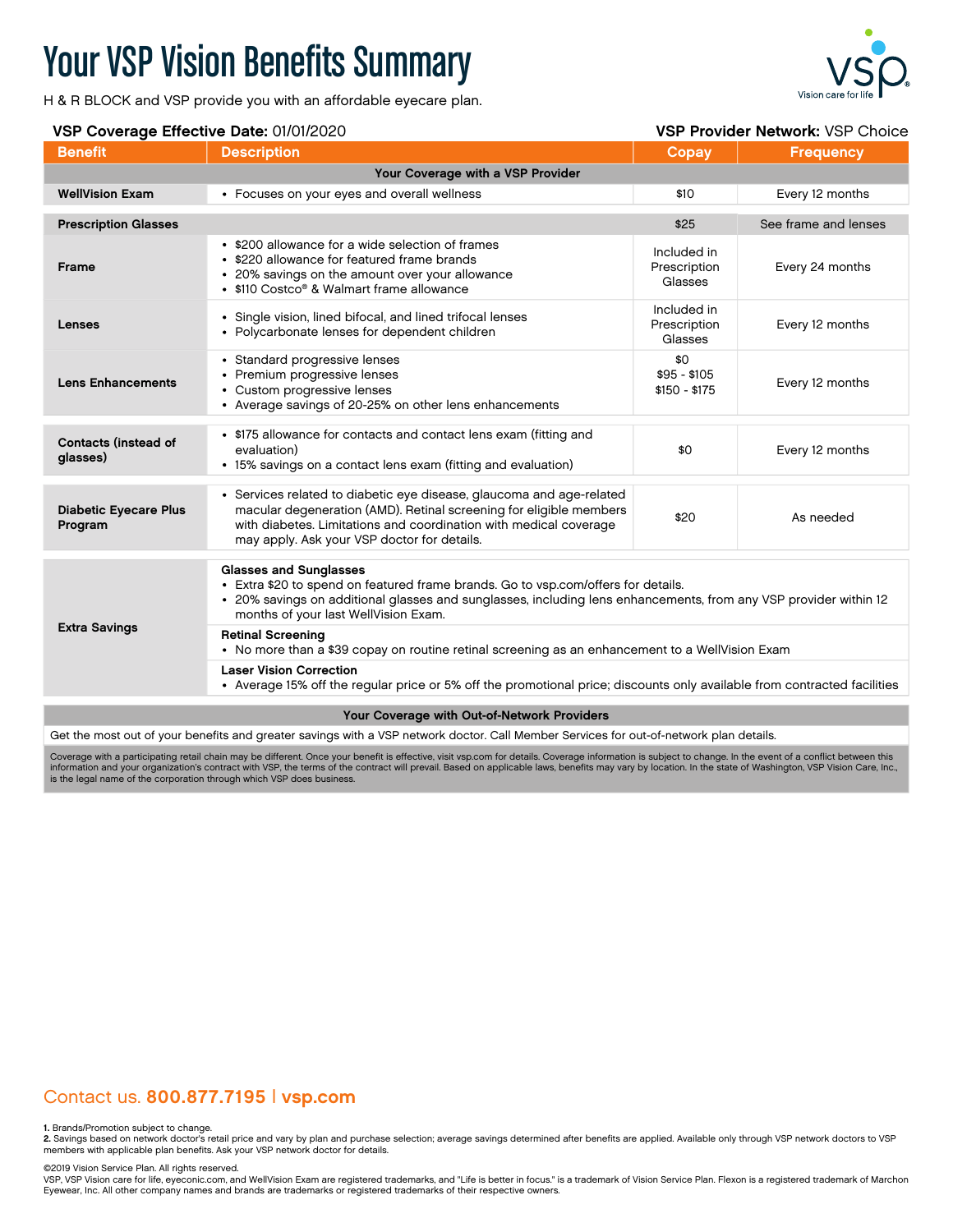# Your VSP Vision Benefits Summary

H & R BLOCK and VSP provide you with an affordable eyecare plan.

**VSP Coverage Effective Date:** 01/01/2020

**VSP Provider Network:** VSP Choice

| Benefit | Description | Copay | Frequency |
|---|---|---|---|
| **Your Coverage with a VSP Provider** | | | |
| **WellVision Exam** | • Focuses on your eyes and overall wellness | $10 | Every 12 months |
| **Prescription Glasses** | | $25 | See frame and lenses |
| **Frame** | • $200 allowance for a wide selection of frames<br>• $220 allowance for featured frame brands<br>• 20% savings on the amount over your allowance<br>• $110 Costco® & Walmart frame allowance | Included in Prescription Glasses | Every 24 months |
| **Lenses** | • Single vision, lined bifocal, and lined trifocal lenses<br>• Polycarbonate lenses for dependent children | Included in Prescription Glasses | Every 12 months |
| **Lens Enhancements** | • Standard progressive lenses<br>• Premium progressive lenses<br>• Custom progressive lenses<br>• Average savings of 20-25% on other lens enhancements | $0<br>$95 - $105<br>$150 - $175 | Every 12 months |
| **Contacts (instead of glasses)** | • $175 allowance for contacts and contact lens exam (fitting and evaluation)<br>• 15% savings on a contact lens exam (fitting and evaluation) | $0 | Every 12 months |
| **Diabetic Eyecare Plus Program** | • Services related to diabetic eye disease, glaucoma and age-related macular degeneration (AMD). Retinal screening for eligible members with diabetes. Limitations and coordination with medical coverage may apply. Ask your VSP doctor for details. | $20 | As needed |
| **Extra Savings** | **Glasses and Sunglasses**<br>• Extra $20 to spend on featured frame brands. Go to vsp.com/offers for details.<br>• 20% savings on additional glasses and sunglasses, including lens enhancements, from any VSP provider within 12 months of your last WellVision Exam.<br>**Retinal Screening**<br>• No more than a $39 copay on routine retinal screening as an enhancement to a WellVision Exam<br>**Laser Vision Correction**<br>• Average 15% off the regular price or 5% off the promotional price; discounts only available from contracted facilities | | |
| **Your Coverage with Out-of-Network Providers** | | | |
| Get the most out of your benefits and greater savings with a VSP network doctor. Call Member Services for out-of-network plan details. | | | |

Coverage with a participating retail chain may be different. Once your benefit is effective, visit vsp.com for details. Coverage information is subject to change. In the event of a conflict between this information and your organization's contract with VSP, the terms of the contract will prevail. Based on applicable laws, benefits may vary by location. In the state of Washington, VSP Vision Care, Inc., is the legal name of the corporation through which VSP does business.

Contact us. **800.877.7195** | **vsp.com**

**1.** Brands/Promotion subject to change.
**2.** Savings based on network doctor's retail price and vary by plan and purchase selection; average savings determined after benefits are applied. Available only through VSP network doctors to VSP members with applicable plan benefits. Ask your VSP network doctor for details.

©2019 Vision Service Plan. All rights reserved.
VSP, VSP Vision care for life, eyeconic.com, and WellVision Exam are registered trademarks, and "Life is better in focus." is a trademark of Vision Service Plan. Flexon is a registered trademark of Marchon Eyewear, Inc. All other company names and brands are trademarks or registered trademarks of their respective owners.